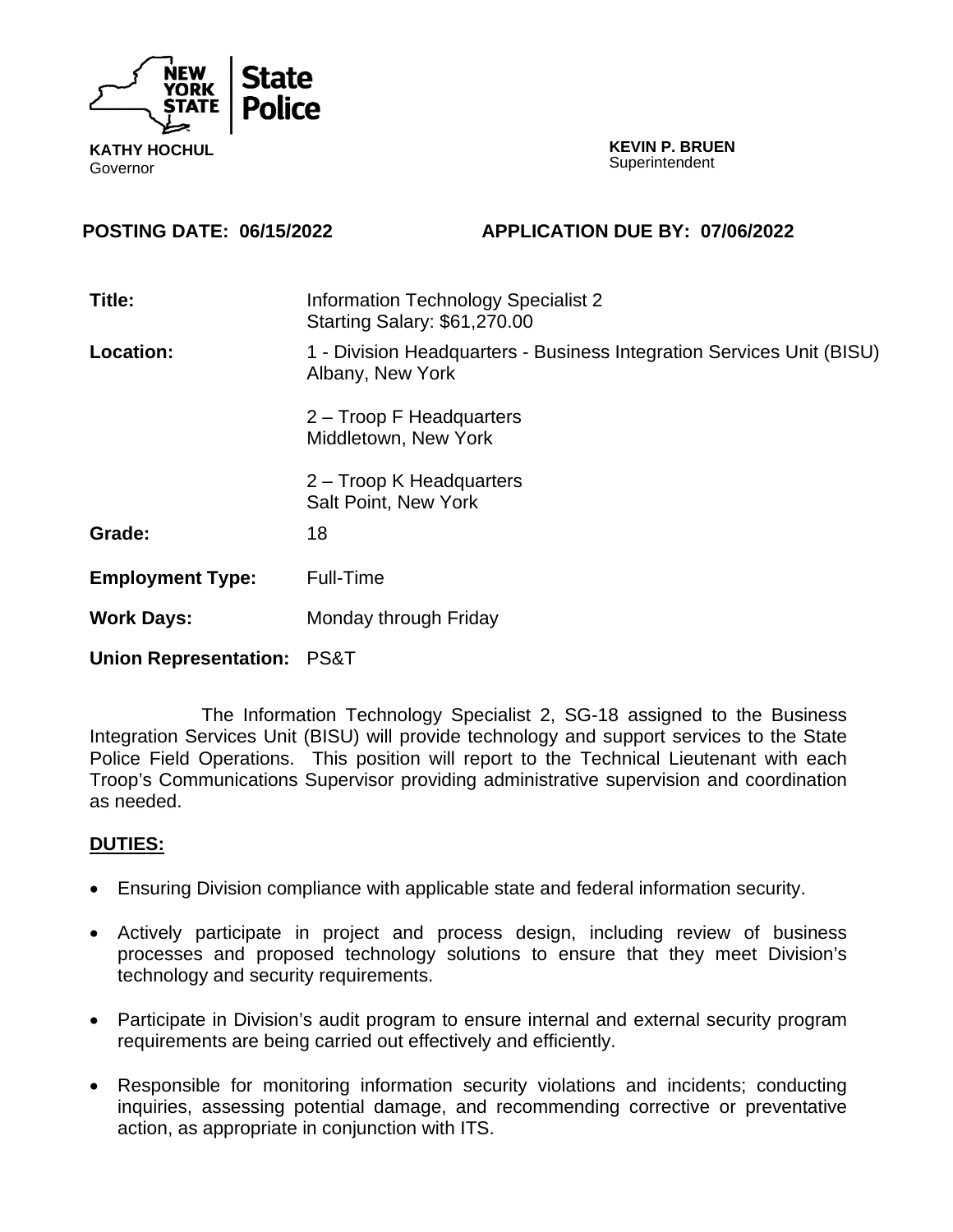**KATHY HOCHUL**
Governor

**KEVIN P. BRUEN**
Superintendent

**POSTING DATE: 06/15/2022** **APPLICATION DUE BY: 07/06/2022**

| | |
|---|---|
| **Title:** | Information Technology Specialist 2<br>Starting Salary: $61,270.00 |
| **Location:** | 1 - Division Headquarters - Business Integration Services Unit (BISU)<br>Albany, New York<br><br>2 – Troop F Headquarters<br>Middletown, New York<br><br>2 – Troop K Headquarters<br>Salt Point, New York |
| **Grade:** | 18 |
| **Employment Type:** | Full-Time |
| **Work Days:** | Monday through Friday |
| **Union Representation:** | PS&T |

The Information Technology Specialist 2, SG-18 assigned to the Business Integration Services Unit (BISU) will provide technology and support services to the State Police Field Operations. This position will report to the Technical Lieutenant with each Troop's Communications Supervisor providing administrative supervision and coordination as needed.

## DUTIES:

- Ensuring Division compliance with applicable state and federal information security.
- Actively participate in project and process design, including review of business processes and proposed technology solutions to ensure that they meet Division's technology and security requirements.
- Participate in Division's audit program to ensure internal and external security program requirements are being carried out effectively and efficiently.
- Responsible for monitoring information security violations and incidents; conducting inquiries, assessing potential damage, and recommending corrective or preventative action, as appropriate in conjunction with ITS.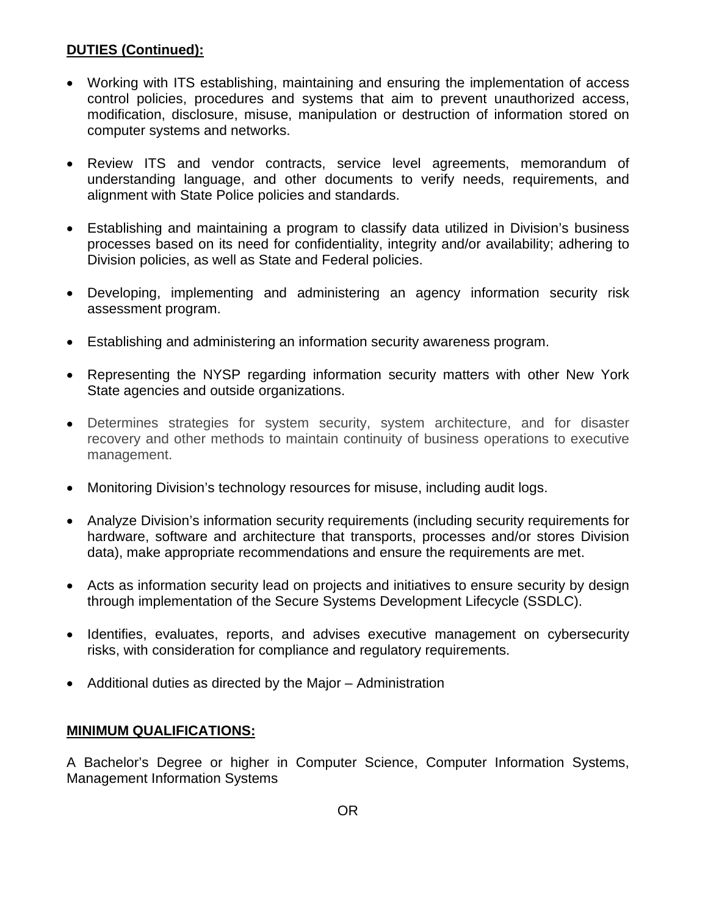**DUTIES (Continued):**

- Working with ITS establishing, maintaining and ensuring the implementation of access control policies, procedures and systems that aim to prevent unauthorized access, modification, disclosure, misuse, manipulation or destruction of information stored on computer systems and networks.

- Review ITS and vendor contracts, service level agreements, memorandum of understanding language, and other documents to verify needs, requirements, and alignment with State Police policies and standards.

- Establishing and maintaining a program to classify data utilized in Division's business processes based on its need for confidentiality, integrity and/or availability; adhering to Division policies, as well as State and Federal policies.

- Developing, implementing and administering an agency information security risk assessment program.

- Establishing and administering an information security awareness program.

- Representing the NYSP regarding information security matters with other New York State agencies and outside organizations.

- Determines strategies for system security, system architecture, and for disaster recovery and other methods to maintain continuity of business operations to executive management.

- Monitoring Division's technology resources for misuse, including audit logs.

- Analyze Division's information security requirements (including security requirements for hardware, software and architecture that transports, processes and/or stores Division data), make appropriate recommendations and ensure the requirements are met.

- Acts as information security lead on projects and initiatives to ensure security by design through implementation of the Secure Systems Development Lifecycle (SSDLC).

- Identifies, evaluates, reports, and advises executive management on cybersecurity risks, with consideration for compliance and regulatory requirements.

- Additional duties as directed by the Major – Administration

**MINIMUM QUALIFICATIONS:**

A Bachelor's Degree or higher in Computer Science, Computer Information Systems, Management Information Systems

OR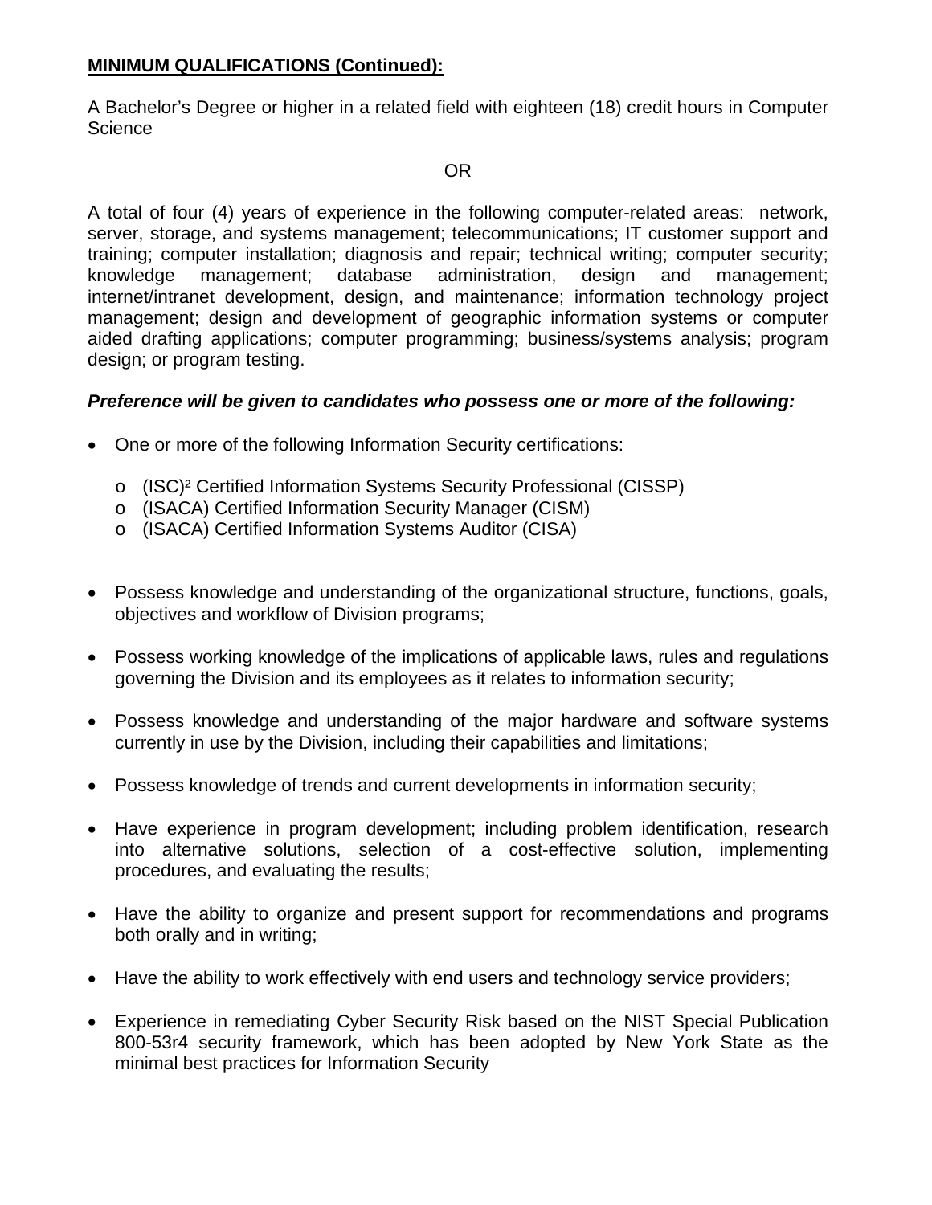**MINIMUM QUALIFICATIONS (Continued):**

A Bachelor's Degree or higher in a related field with eighteen (18) credit hours in Computer Science

OR

A total of four (4) years of experience in the following computer-related areas: network, server, storage, and systems management; telecommunications; IT customer support and training; computer installation; diagnosis and repair; technical writing; computer security; knowledge management; database administration, design and management; internet/intranet development, design, and maintenance; information technology project management; design and development of geographic information systems or computer aided drafting applications; computer programming; business/systems analysis; program design; or program testing.

***Preference will be given to candidates who possess one or more of the following:***

- One or more of the following Information Security certifications:
  - (ISC)² Certified Information Systems Security Professional (CISSP)
  - (ISACA) Certified Information Security Manager (CISM)
  - (ISACA) Certified Information Systems Auditor (CISA)

- Possess knowledge and understanding of the organizational structure, functions, goals, objectives and workflow of Division programs;

- Possess working knowledge of the implications of applicable laws, rules and regulations governing the Division and its employees as it relates to information security;

- Possess knowledge and understanding of the major hardware and software systems currently in use by the Division, including their capabilities and limitations;

- Possess knowledge of trends and current developments in information security;

- Have experience in program development; including problem identification, research into alternative solutions, selection of a cost-effective solution, implementing procedures, and evaluating the results;

- Have the ability to organize and present support for recommendations and programs both orally and in writing;

- Have the ability to work effectively with end users and technology service providers;

- Experience in remediating Cyber Security Risk based on the NIST Special Publication 800-53r4 security framework, which has been adopted by New York State as the minimal best practices for Information Security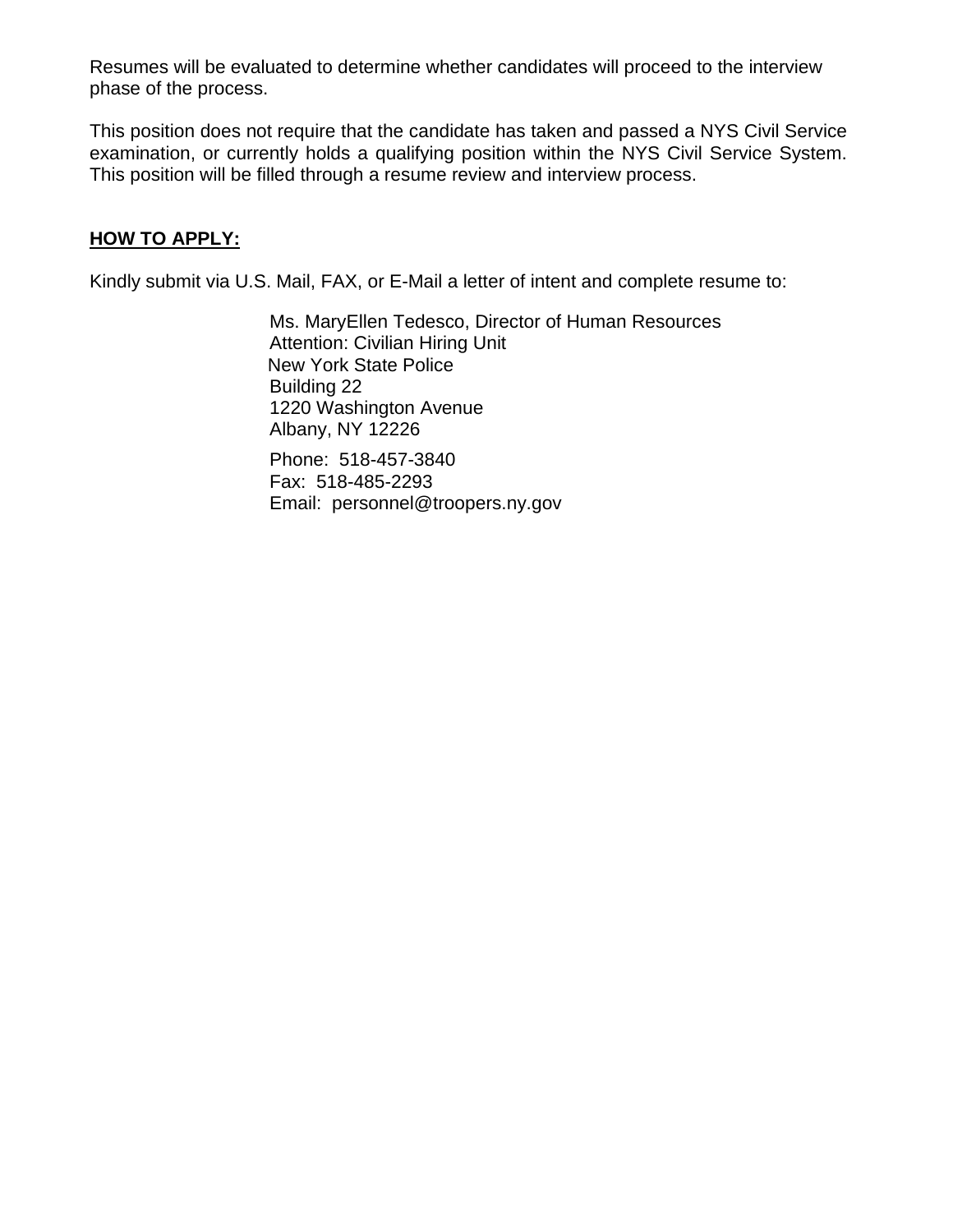Resumes will be evaluated to determine whether candidates will proceed to the interview phase of the process.

This position does not require that the candidate has taken and passed a NYS Civil Service examination, or currently holds a qualifying position within the NYS Civil Service System. This position will be filled through a resume review and interview process.

**HOW TO APPLY:**

Kindly submit via U.S. Mail, FAX, or E-Mail a letter of intent and complete resume to:

Ms. MaryEllen Tedesco, Director of Human Resources  
Attention: Civilian Hiring Unit  
New York State Police  
Building 22  
1220 Washington Avenue  
Albany, NY 12226

Phone: 518-457-3840  
Fax: 518-485-2293  
Email: personnel@troopers.ny.gov